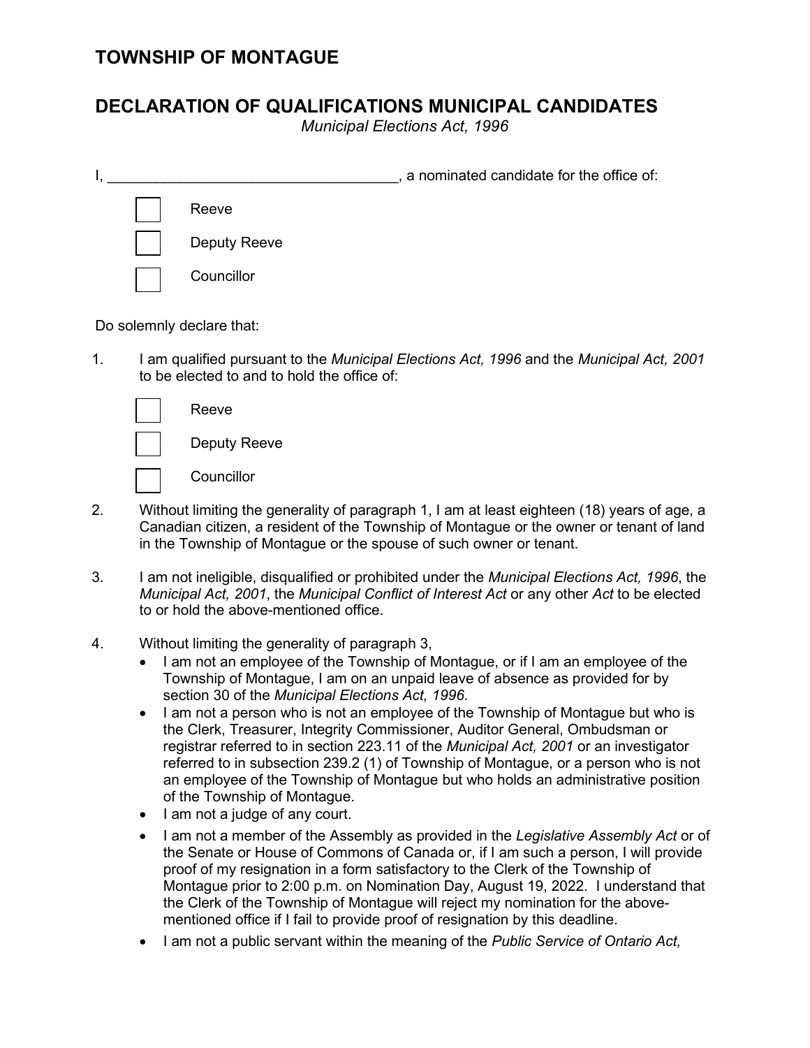## TOWNSHIP OF MONTAGUE

## DECLARATION OF QUALIFICATIONS MUNICIPAL CANDIDATES

*Municipal Elections Act, 1996*

I, ____________________________________, a nominated candidate for the office of:

☐ Reeve

☐ Deputy Reeve

☐ Councillor

Do solemnly declare that:

1. I am qualified pursuant to the *Municipal Elections Act, 1996* and the *Municipal Act, 2001* to be elected to and to hold the office of:

   ☐ Reeve

   ☐ Deputy Reeve

   ☐ Councillor

2. Without limiting the generality of paragraph 1, I am at least eighteen (18) years of age, a Canadian citizen, a resident of the Township of Montague or the owner or tenant of land in the Township of Montague or the spouse of such owner or tenant.

3. I am not ineligible, disqualified or prohibited under the *Municipal Elections Act, 1996*, the *Municipal Act, 2001*, the *Municipal Conflict of Interest Act* or any other *Act* to be elected to or hold the above-mentioned office.

4. Without limiting the generality of paragraph 3,
   - I am not an employee of the Township of Montague, or if I am an employee of the Township of Montague, I am on an unpaid leave of absence as provided for by section 30 of the *Municipal Elections Act, 1996*.
   - I am not a person who is not an employee of the Township of Montague but who is the Clerk, Treasurer, Integrity Commissioner, Auditor General, Ombudsman or registrar referred to in section 223.11 of the *Municipal Act, 2001* or an investigator referred to in subsection 239.2 (1) of Township of Montague, or a person who is not an employee of the Township of Montague but who holds an administrative position of the Township of Montague.
   - I am not a judge of any court.
   - I am not a member of the Assembly as provided in the *Legislative Assembly Act* or of the Senate or House of Commons of Canada or, if I am such a person, I will provide proof of my resignation in a form satisfactory to the Clerk of the Township of Montague prior to 2:00 p.m. on Nomination Day, August 19, 2022. I understand that the Clerk of the Township of Montague will reject my nomination for the above-mentioned office if I fail to provide proof of resignation by this deadline.
   - I am not a public servant within the meaning of the *Public Service of Ontario Act,*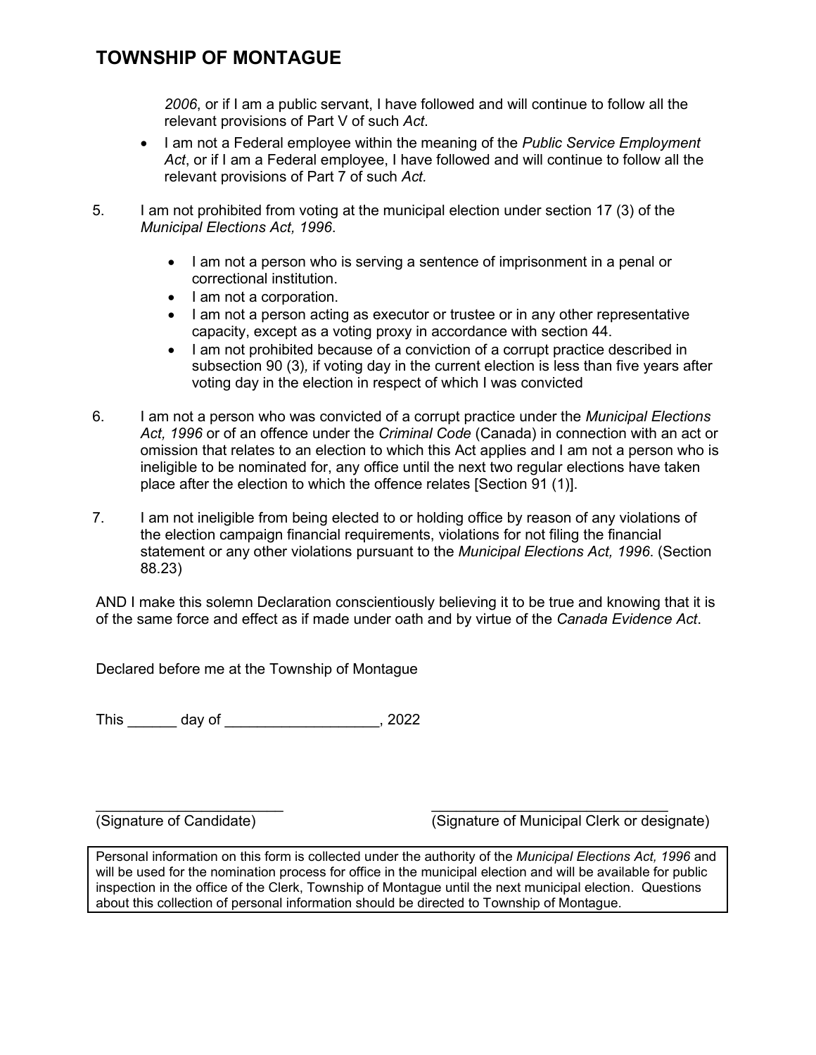*2006*, or if I am a public servant, I have followed and will continue to follow all the relevant provisions of Part V of such *Act*.

- I am not a Federal employee within the meaning of the *Public Service Employment Act*, or if I am a Federal employee, I have followed and will continue to follow all the relevant provisions of Part 7 of such *Act.*

5. I am not prohibited from voting at the municipal election under section 17 (3) of the *Municipal Elections Act, 1996*.

   - I am not a person who is serving a sentence of imprisonment in a penal or correctional institution.
   - I am not a corporation.
   - I am not a person acting as executor or trustee or in any other representative capacity, except as a voting proxy in accordance with section 44.
   - I am not prohibited because of a conviction of a corrupt practice described in subsection 90 (3), if voting day in the current election is less than five years after voting day in the election in respect of which I was convicted

6. I am not a person who was convicted of a corrupt practice under the *Municipal Elections Act, 1996* or of an offence under the *Criminal Code* (Canada) in connection with an act or omission that relates to an election to which this Act applies and I am not a person who is ineligible to be nominated for, any office until the next two regular elections have taken place after the election to which the offence relates [Section 91 (1)].

7. I am not ineligible from being elected to or holding office by reason of any violations of the election campaign financial requirements, violations for not filing the financial statement or any other violations pursuant to the *Municipal Elections Act, 1996*. (Section 88.23)

AND I make this solemn Declaration conscientiously believing it to be true and knowing that it is of the same force and effect as if made under oath and by virtue of the *Canada Evidence Act*.

Declared before me at the Township of Montague

This ______ day of ___________________, 2022

_______________________ (Signature of Candidate)

_____________________________ (Signature of Municipal Clerk or designate)

Personal information on this form is collected under the authority of the *Municipal Elections Act, 1996* and will be used for the nomination process for office in the municipal election and will be available for public inspection in the office of the Clerk, Township of Montague until the next municipal election. Questions about this collection of personal information should be directed to Township of Montague.